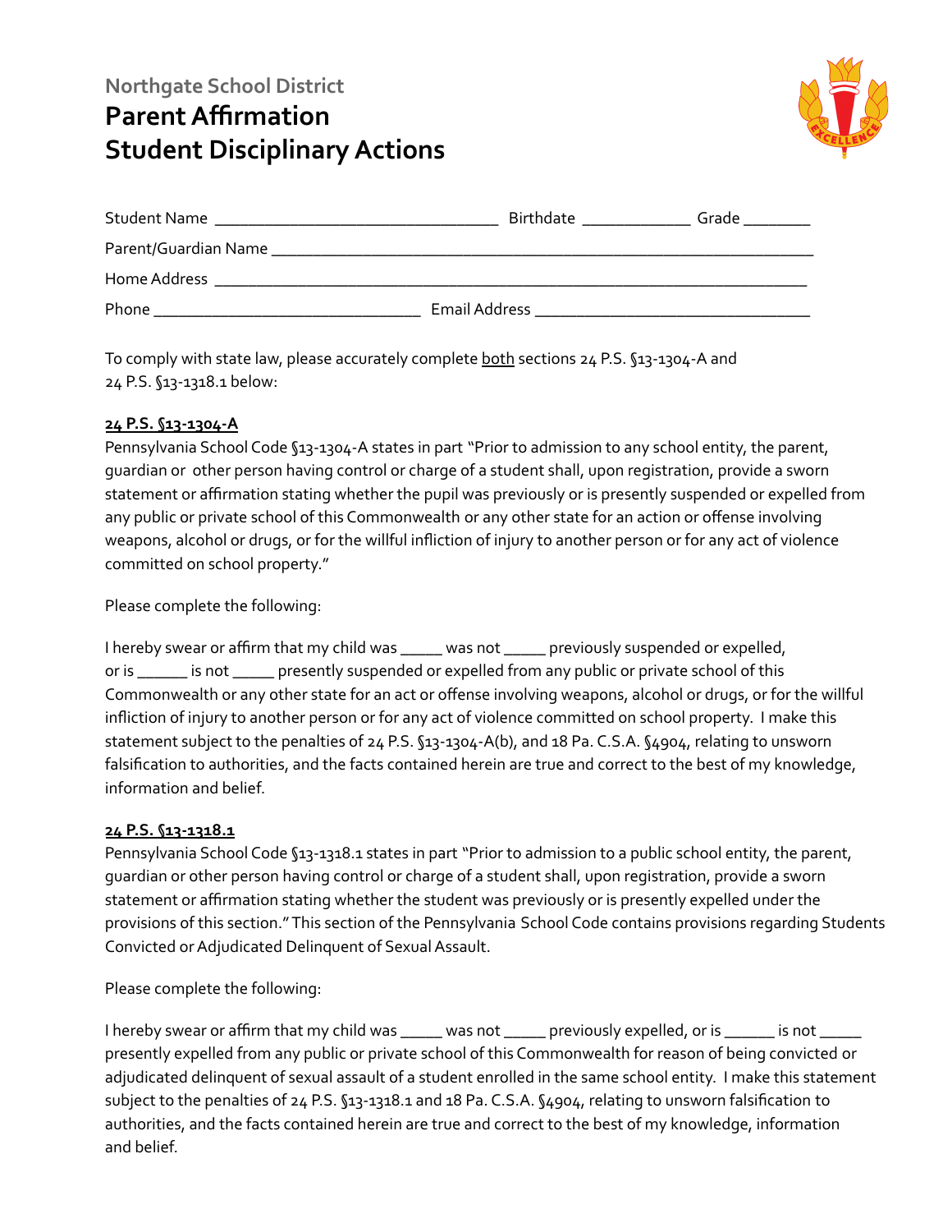Northgate School District

# Parent Affirmation
# Student Disciplinary Actions

Student Name _______________________________ Birthdate ____________ Grade ________

Parent/Guardian Name ___________________________________________________________

Home Address _________________________________________________________________

Phone _____________________________ Email Address ______________________________

To comply with state law, please accurately complete <u>both</u> sections 24 P.S. §13-1304-A and 24 P.S. §13-1318.1 below:

**<u>24 P.S. §13-1304-A</u>**

Pennsylvania School Code §13-1304-A states in part "Prior to admission to any school entity, the parent, guardian or other person having control or charge of a student shall, upon registration, provide a sworn statement or affirmation stating whether the pupil was previously or is presently suspended or expelled from any public or private school of this Commonwealth or any other state for an action or offense involving weapons, alcohol or drugs, or for the willful infliction of injury to another person or for any act of violence committed on school property."

Please complete the following:

I hereby swear or affirm that my child was _____ was not _____ previously suspended or expelled, or is ______ is not _____ presently suspended or expelled from any public or private school of this Commonwealth or any other state for an act or offense involving weapons, alcohol or drugs, or for the willful infliction of injury to another person or for any act of violence committed on school property. I make this statement subject to the penalties of 24 P.S. §13-1304-A(b), and 18 Pa. C.S.A. §4904, relating to unsworn falsification to authorities, and the facts contained herein are true and correct to the best of my knowledge, information and belief.

**<u>24 P.S. §13-1318.1</u>**

Pennsylvania School Code §13-1318.1 states in part "Prior to admission to a public school entity, the parent, guardian or other person having control or charge of a student shall, upon registration, provide a sworn statement or affirmation stating whether the student was previously or is presently expelled under the provisions of this section." This section of the Pennsylvania School Code contains provisions regarding Students Convicted or Adjudicated Delinquent of Sexual Assault.

Please complete the following:

I hereby swear or affirm that my child was _____ was not _____ previously expelled, or is ______ is not _____ presently expelled from any public or private school of this Commonwealth for reason of being convicted or adjudicated delinquent of sexual assault of a student enrolled in the same school entity. I make this statement subject to the penalties of 24 P.S. §13-1318.1 and 18 Pa. C.S.A. §4904, relating to unsworn falsification to authorities, and the facts contained herein are true and correct to the best of my knowledge, information and belief.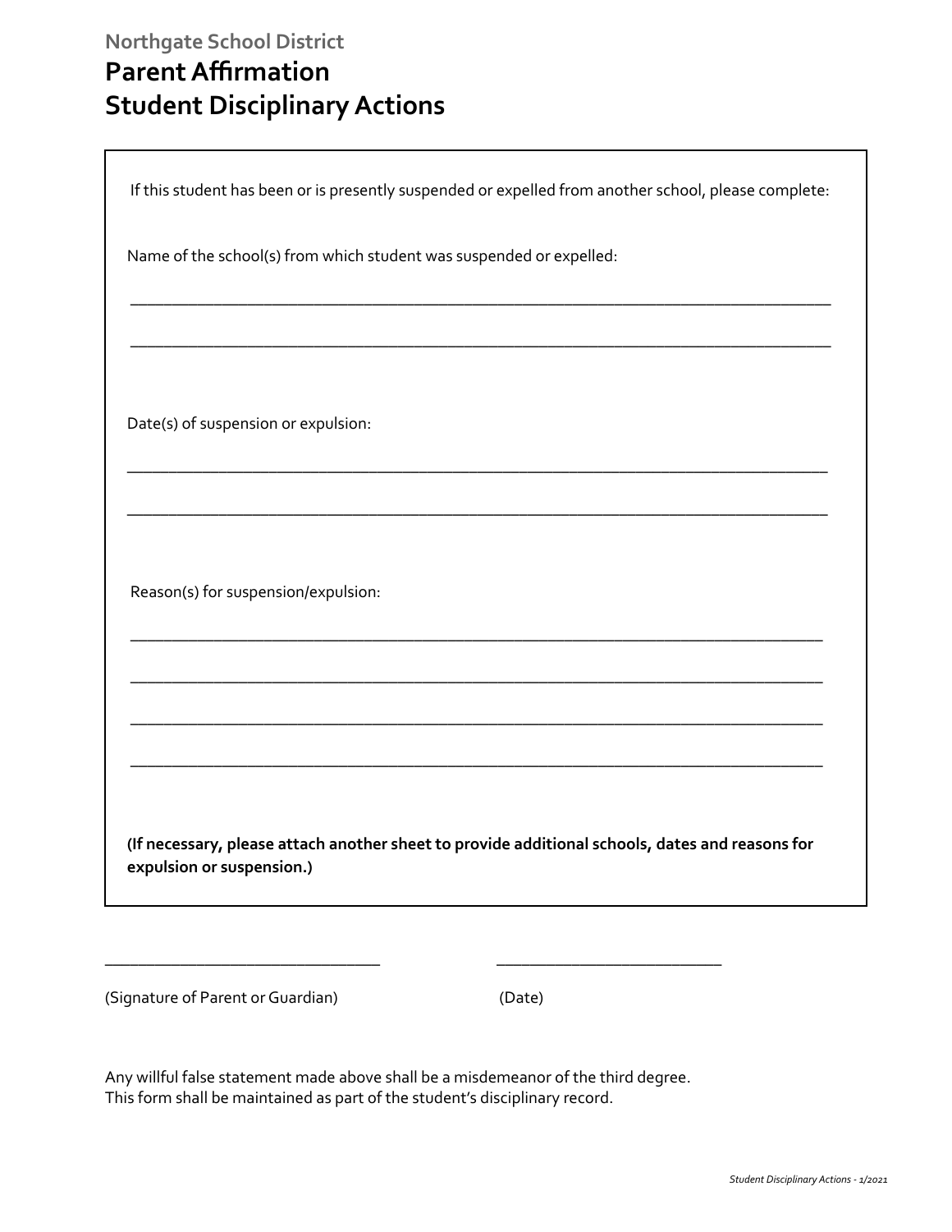Northgate School District

# Parent Affirmation
# Student Disciplinary Actions

If this student has been or is presently suspended or expelled from another school, please complete:

Name of the school(s) from which student was suspended or expelled:

\_\_\_\_\_\_\_\_\_\_\_\_\_\_\_\_\_\_\_\_\_\_\_\_\_\_\_\_\_\_\_\_\_\_\_\_\_\_\_\_\_\_\_\_\_\_\_\_\_\_\_\_\_\_\_\_\_\_\_\_\_\_\_\_\_\_\_\_\_\_\_\_\_\_\_\_\_\_

\_\_\_\_\_\_\_\_\_\_\_\_\_\_\_\_\_\_\_\_\_\_\_\_\_\_\_\_\_\_\_\_\_\_\_\_\_\_\_\_\_\_\_\_\_\_\_\_\_\_\_\_\_\_\_\_\_\_\_\_\_\_\_\_\_\_\_\_\_\_\_\_\_\_\_\_\_\_

Date(s) of suspension or expulsion:

\_\_\_\_\_\_\_\_\_\_\_\_\_\_\_\_\_\_\_\_\_\_\_\_\_\_\_\_\_\_\_\_\_\_\_\_\_\_\_\_\_\_\_\_\_\_\_\_\_\_\_\_\_\_\_\_\_\_\_\_\_\_\_\_\_\_\_\_\_\_\_\_\_\_\_\_\_\_

\_\_\_\_\_\_\_\_\_\_\_\_\_\_\_\_\_\_\_\_\_\_\_\_\_\_\_\_\_\_\_\_\_\_\_\_\_\_\_\_\_\_\_\_\_\_\_\_\_\_\_\_\_\_\_\_\_\_\_\_\_\_\_\_\_\_\_\_\_\_\_\_\_\_\_\_\_\_

Reason(s) for suspension/expulsion:

\_\_\_\_\_\_\_\_\_\_\_\_\_\_\_\_\_\_\_\_\_\_\_\_\_\_\_\_\_\_\_\_\_\_\_\_\_\_\_\_\_\_\_\_\_\_\_\_\_\_\_\_\_\_\_\_\_\_\_\_\_\_\_\_\_\_\_\_\_\_\_\_\_\_\_\_\_\_

\_\_\_\_\_\_\_\_\_\_\_\_\_\_\_\_\_\_\_\_\_\_\_\_\_\_\_\_\_\_\_\_\_\_\_\_\_\_\_\_\_\_\_\_\_\_\_\_\_\_\_\_\_\_\_\_\_\_\_\_\_\_\_\_\_\_\_\_\_\_\_\_\_\_\_\_\_\_

\_\_\_\_\_\_\_\_\_\_\_\_\_\_\_\_\_\_\_\_\_\_\_\_\_\_\_\_\_\_\_\_\_\_\_\_\_\_\_\_\_\_\_\_\_\_\_\_\_\_\_\_\_\_\_\_\_\_\_\_\_\_\_\_\_\_\_\_\_\_\_\_\_\_\_\_\_\_

\_\_\_\_\_\_\_\_\_\_\_\_\_\_\_\_\_\_\_\_\_\_\_\_\_\_\_\_\_\_\_\_\_\_\_\_\_\_\_\_\_\_\_\_\_\_\_\_\_\_\_\_\_\_\_\_\_\_\_\_\_\_\_\_\_\_\_\_\_\_\_\_\_\_\_\_\_\_

**(If necessary, please attach another sheet to provide additional schools, dates and reasons for expulsion or suspension.)**

\_\_\_\_\_\_\_\_\_\_\_\_\_\_\_\_\_\_\_\_\_\_\_\_\_\_\_\_\_\_\_\_ \_\_\_\_\_\_\_\_\_\_\_\_\_\_\_\_\_\_\_\_\_\_\_\_\_\_

(Signature of Parent or Guardian) (Date)

Any willful false statement made above shall be a misdemeanor of the third degree.
This form shall be maintained as part of the student's disciplinary record.

*Student Disciplinary Actions - 1/2021*